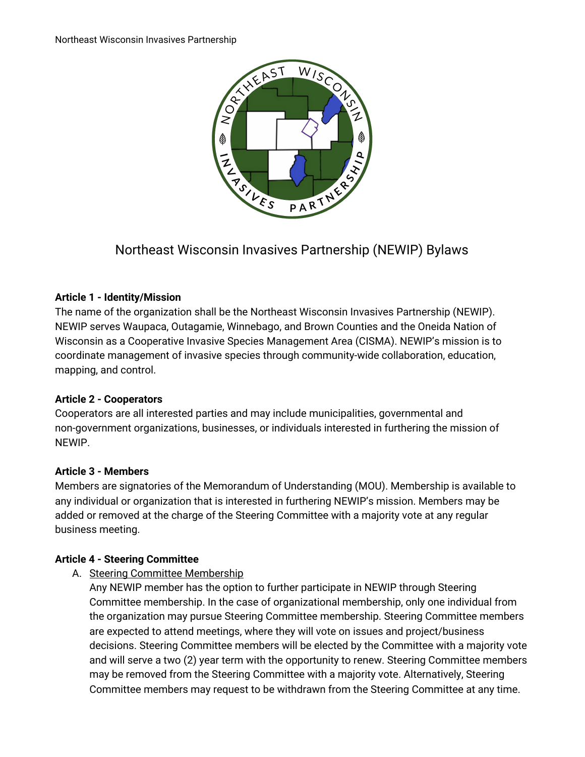# Northeast Wisconsin Invasives Partnership (NEWIP) Bylaws

**Article 1 - Identity/Mission**

The name of the organization shall be the Northeast Wisconsin Invasives Partnership (NEWIP). NEWIP serves Waupaca, Outagamie, Winnebago, and Brown Counties and the Oneida Nation of Wisconsin as a Cooperative Invasive Species Management Area (CISMA). NEWIP's mission is to coordinate management of invasive species through community-wide collaboration, education, mapping, and control.

**Article 2 - Cooperators**

Cooperators are all interested parties and may include municipalities, governmental and non-government organizations, businesses, or individuals interested in furthering the mission of NEWIP.

**Article 3 - Members**

Members are signatories of the Memorandum of Understanding (MOU). Membership is available to any individual or organization that is interested in furthering NEWIP's mission. Members may be added or removed at the charge of the Steering Committee with a majority vote at any regular business meeting.

**Article 4 - Steering Committee**

A. Steering Committee Membership

   Any NEWIP member has the option to further participate in NEWIP through Steering Committee membership. In the case of organizational membership, only one individual from the organization may pursue Steering Committee membership. Steering Committee members are expected to attend meetings, where they will vote on issues and project/business decisions. Steering Committee members will be elected by the Committee with a majority vote and will serve a two (2) year term with the opportunity to renew. Steering Committee members may be removed from the Steering Committee with a majority vote. Alternatively, Steering Committee members may request to be withdrawn from the Steering Committee at any time.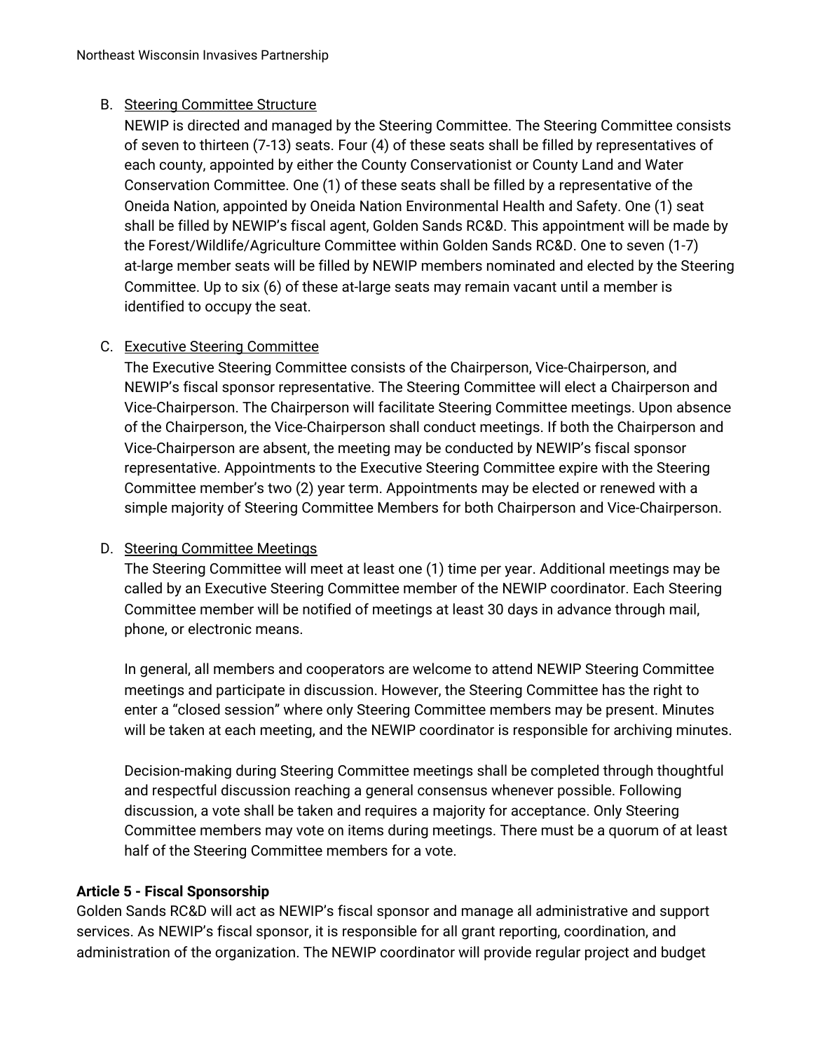B. Steering Committee Structure

NEWIP is directed and managed by the Steering Committee. The Steering Committee consists of seven to thirteen (7-13) seats. Four (4) of these seats shall be filled by representatives of each county, appointed by either the County Conservationist or County Land and Water Conservation Committee. One (1) of these seats shall be filled by a representative of the Oneida Nation, appointed by Oneida Nation Environmental Health and Safety. One (1) seat shall be filled by NEWIP's fiscal agent, Golden Sands RC&D. This appointment will be made by the Forest/Wildlife/Agriculture Committee within Golden Sands RC&D. One to seven (1-7) at-large member seats will be filled by NEWIP members nominated and elected by the Steering Committee. Up to six (6) of these at-large seats may remain vacant until a member is identified to occupy the seat.

C. Executive Steering Committee

The Executive Steering Committee consists of the Chairperson, Vice-Chairperson, and NEWIP's fiscal sponsor representative. The Steering Committee will elect a Chairperson and Vice-Chairperson. The Chairperson will facilitate Steering Committee meetings. Upon absence of the Chairperson, the Vice-Chairperson shall conduct meetings. If both the Chairperson and Vice-Chairperson are absent, the meeting may be conducted by NEWIP's fiscal sponsor representative. Appointments to the Executive Steering Committee expire with the Steering Committee member's two (2) year term. Appointments may be elected or renewed with a simple majority of Steering Committee Members for both Chairperson and Vice-Chairperson.

D. Steering Committee Meetings

The Steering Committee will meet at least one (1) time per year. Additional meetings may be called by an Executive Steering Committee member of the NEWIP coordinator. Each Steering Committee member will be notified of meetings at least 30 days in advance through mail, phone, or electronic means.

In general, all members and cooperators are welcome to attend NEWIP Steering Committee meetings and participate in discussion. However, the Steering Committee has the right to enter a "closed session" where only Steering Committee members may be present. Minutes will be taken at each meeting, and the NEWIP coordinator is responsible for archiving minutes.

Decision-making during Steering Committee meetings shall be completed through thoughtful and respectful discussion reaching a general consensus whenever possible. Following discussion, a vote shall be taken and requires a majority for acceptance. Only Steering Committee members may vote on items during meetings. There must be a quorum of at least half of the Steering Committee members for a vote.

**Article 5 - Fiscal Sponsorship**

Golden Sands RC&D will act as NEWIP's fiscal sponsor and manage all administrative and support services. As NEWIP's fiscal sponsor, it is responsible for all grant reporting, coordination, and administration of the organization. The NEWIP coordinator will provide regular project and budget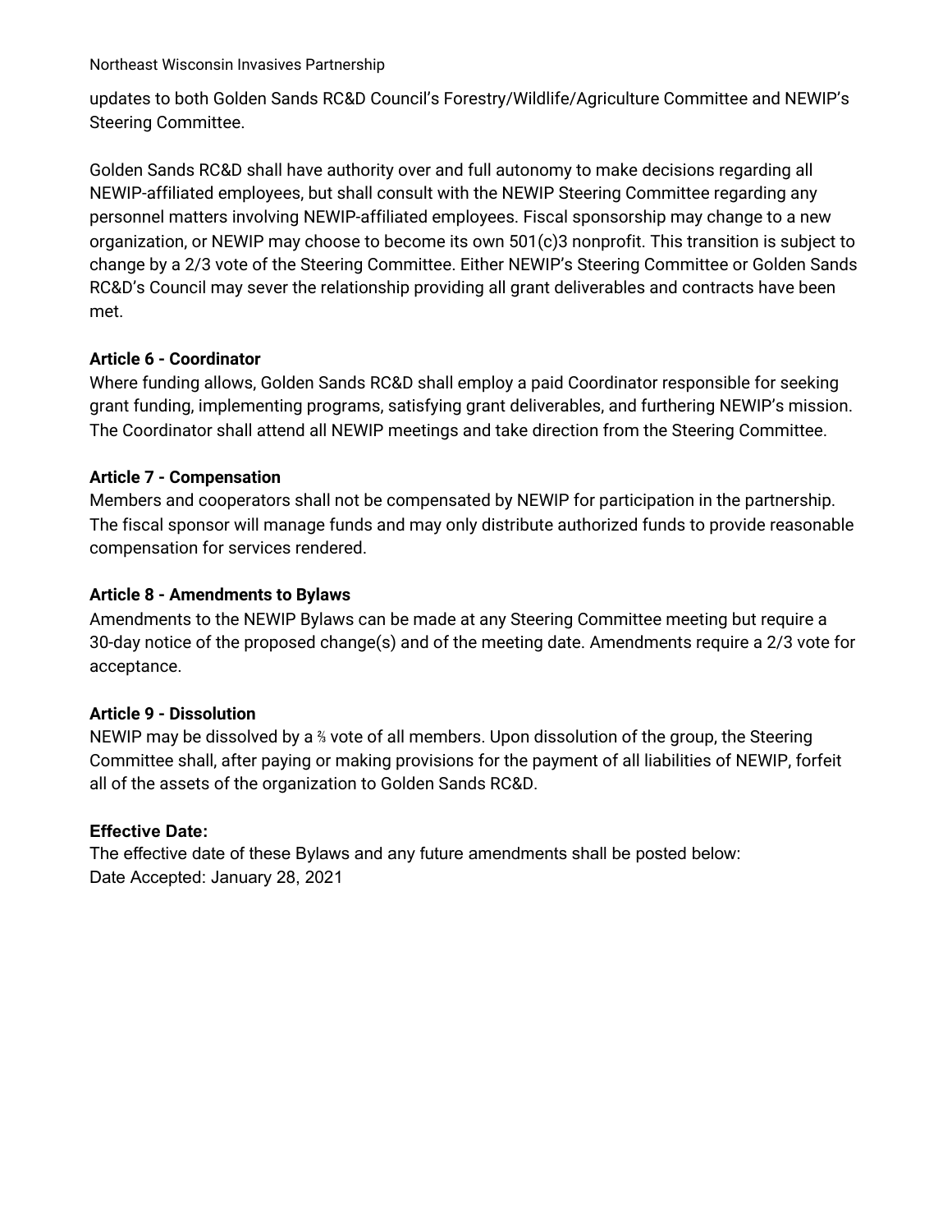updates to both Golden Sands RC&D Council's Forestry/Wildlife/Agriculture Committee and NEWIP's Steering Committee.

Golden Sands RC&D shall have authority over and full autonomy to make decisions regarding all NEWIP-affiliated employees, but shall consult with the NEWIP Steering Committee regarding any personnel matters involving NEWIP-affiliated employees. Fiscal sponsorship may change to a new organization, or NEWIP may choose to become its own 501(c)3 nonprofit. This transition is subject to change by a 2/3 vote of the Steering Committee. Either NEWIP's Steering Committee or Golden Sands RC&D's Council may sever the relationship providing all grant deliverables and contracts have been met.

**Article 6 - Coordinator**

Where funding allows, Golden Sands RC&D shall employ a paid Coordinator responsible for seeking grant funding, implementing programs, satisfying grant deliverables, and furthering NEWIP's mission. The Coordinator shall attend all NEWIP meetings and take direction from the Steering Committee.

**Article 7 - Compensation**

Members and cooperators shall not be compensated by NEWIP for participation in the partnership. The fiscal sponsor will manage funds and may only distribute authorized funds to provide reasonable compensation for services rendered.

**Article 8 - Amendments to Bylaws**

Amendments to the NEWIP Bylaws can be made at any Steering Committee meeting but require a 30-day notice of the proposed change(s) and of the meeting date. Amendments require a 2/3 vote for acceptance.

**Article 9 - Dissolution**

NEWIP may be dissolved by a ⅔ vote of all members. Upon dissolution of the group, the Steering Committee shall, after paying or making provisions for the payment of all liabilities of NEWIP, forfeit all of the assets of the organization to Golden Sands RC&D.

**Effective Date:**

The effective date of these Bylaws and any future amendments shall be posted below:
Date Accepted: January 28, 2021